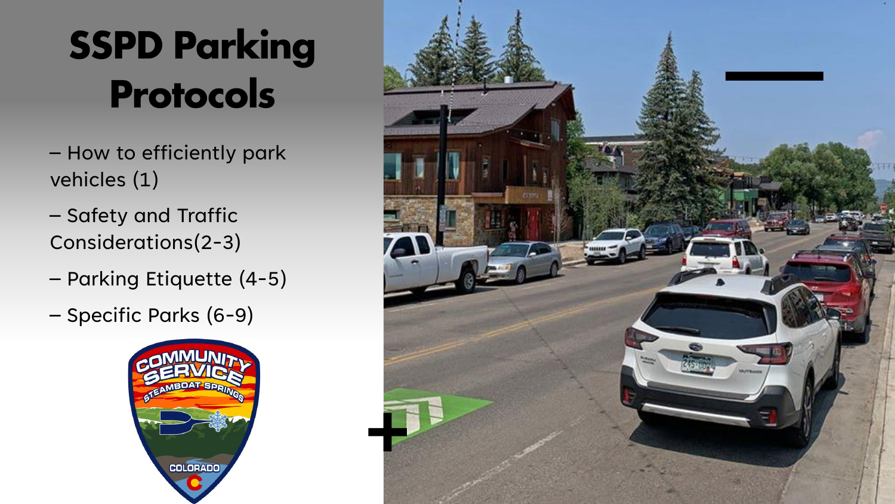# SSPD Parking Protocols

– How to efficiently park vehicles (1)

– Safety and Traffic Considerations(2-3)

– Parking Etiquette (4-5)

– Specific Parks (6-9)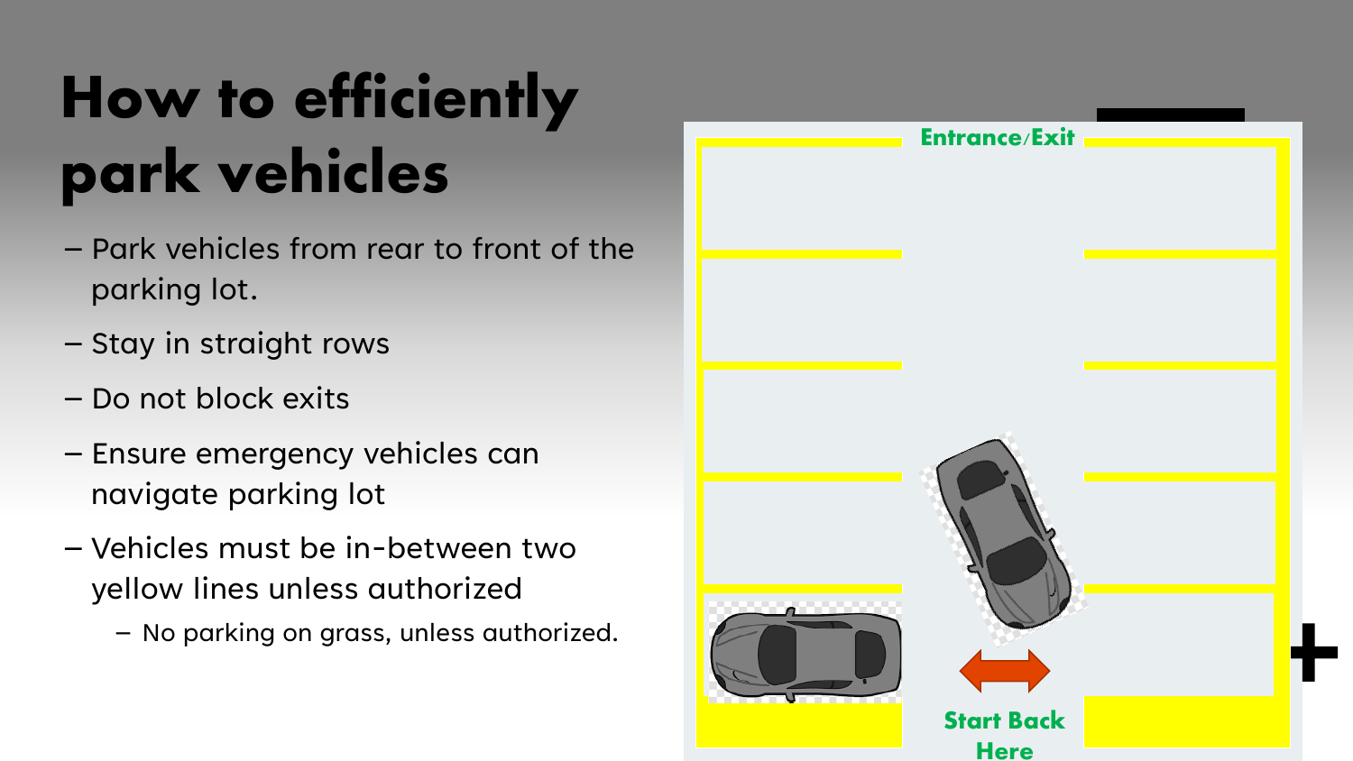# How to efficiently park vehicles

- Park vehicles from rear to front of the parking lot.
- Stay in straight rows
- Do not block exits
- Ensure emergency vehicles can navigate parking lot
- Vehicles must be in-between two yellow lines unless authorized
  - No parking on grass, unless authorized.

Entrance/Exit

Start Back Here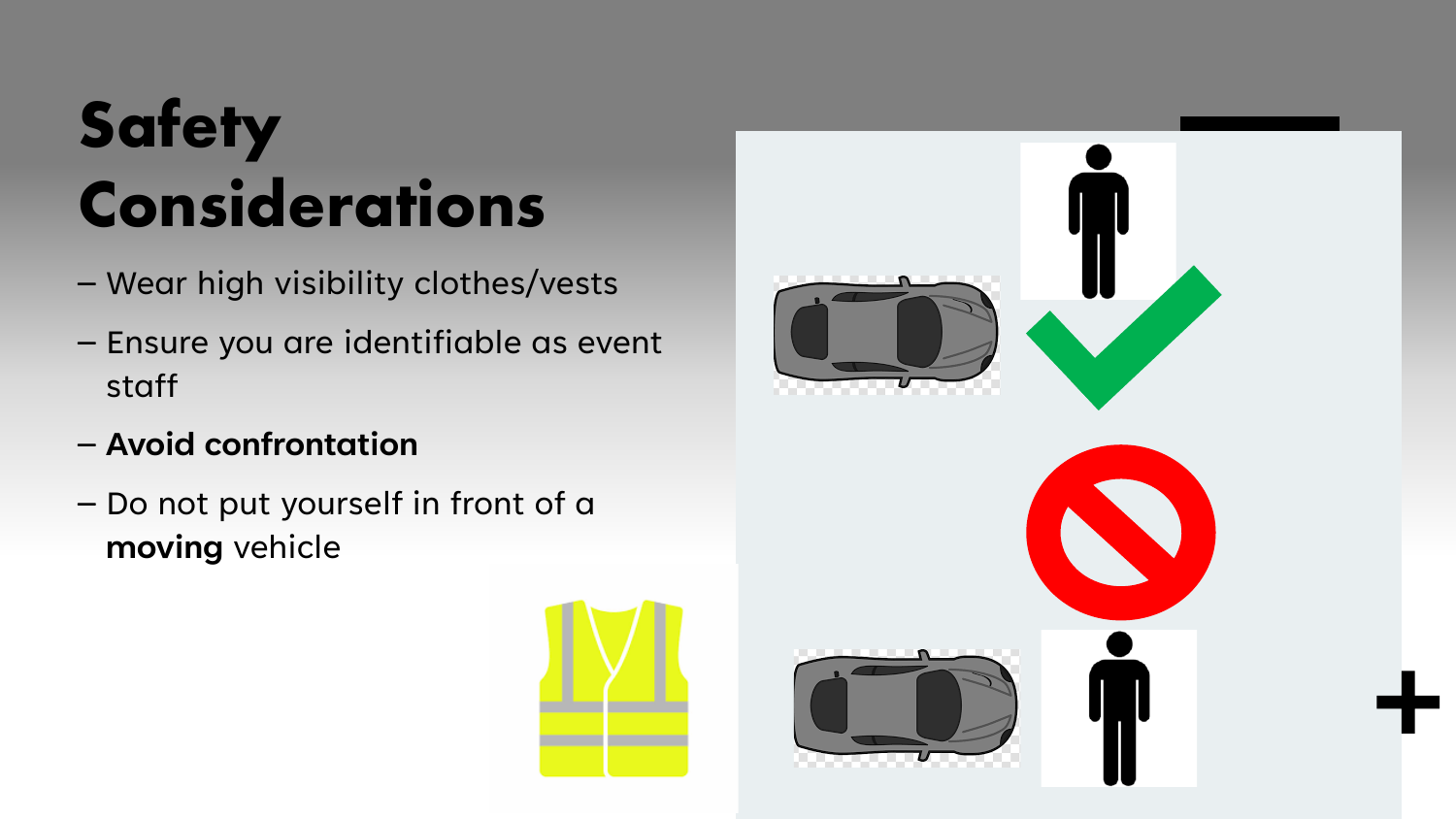# Safety Considerations

- Wear high visibility clothes/vests
- Ensure you are identifiable as event staff
- **Avoid confrontation**
- Do not put yourself in front of a **moving** vehicle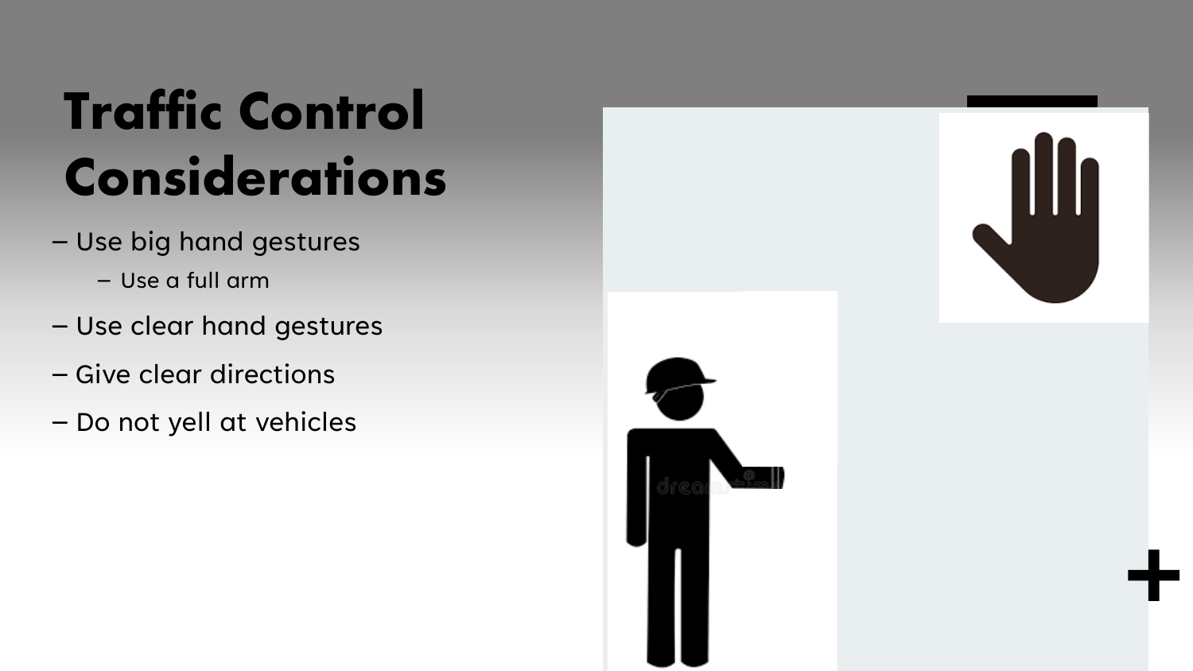# Traffic Control Considerations

- Use big hand gestures
  - Use a full arm
- Use clear hand gestures
- Give clear directions
- Do not yell at vehicles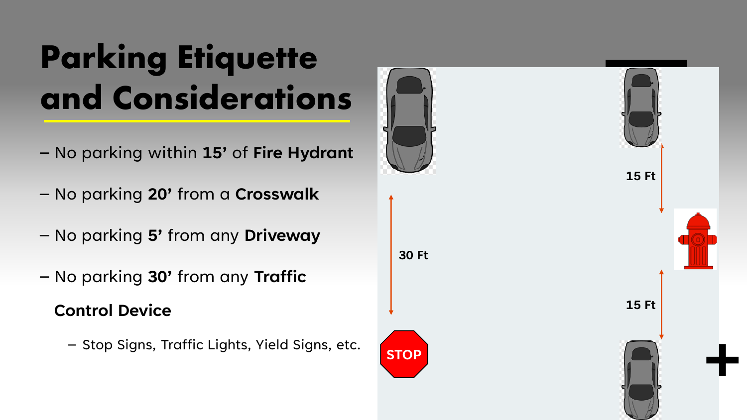# Parking Etiquette and Considerations

- No parking within **15’** of **Fire Hydrant**
- No parking **20’** from a **Crosswalk**
- No parking **5’** from any **Driveway**
- No parking **30’** from any **Traffic Control Device**
  - Stop Signs, Traffic Lights, Yield Signs, etc.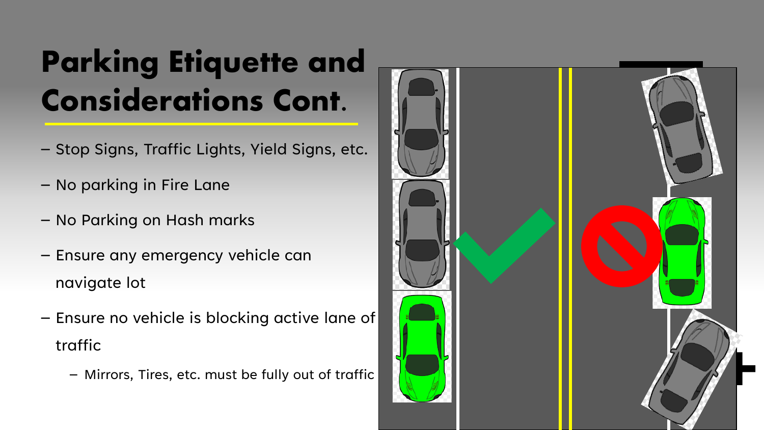# Parking Etiquette and Considerations Cont.

- Stop Signs, Traffic Lights, Yield Signs, etc.
- No parking in Fire Lane
- No Parking on Hash marks
- Ensure any emergency vehicle can navigate lot
- Ensure no vehicle is blocking active lane of traffic
  - Mirrors, Tires, etc. must be fully out of traffic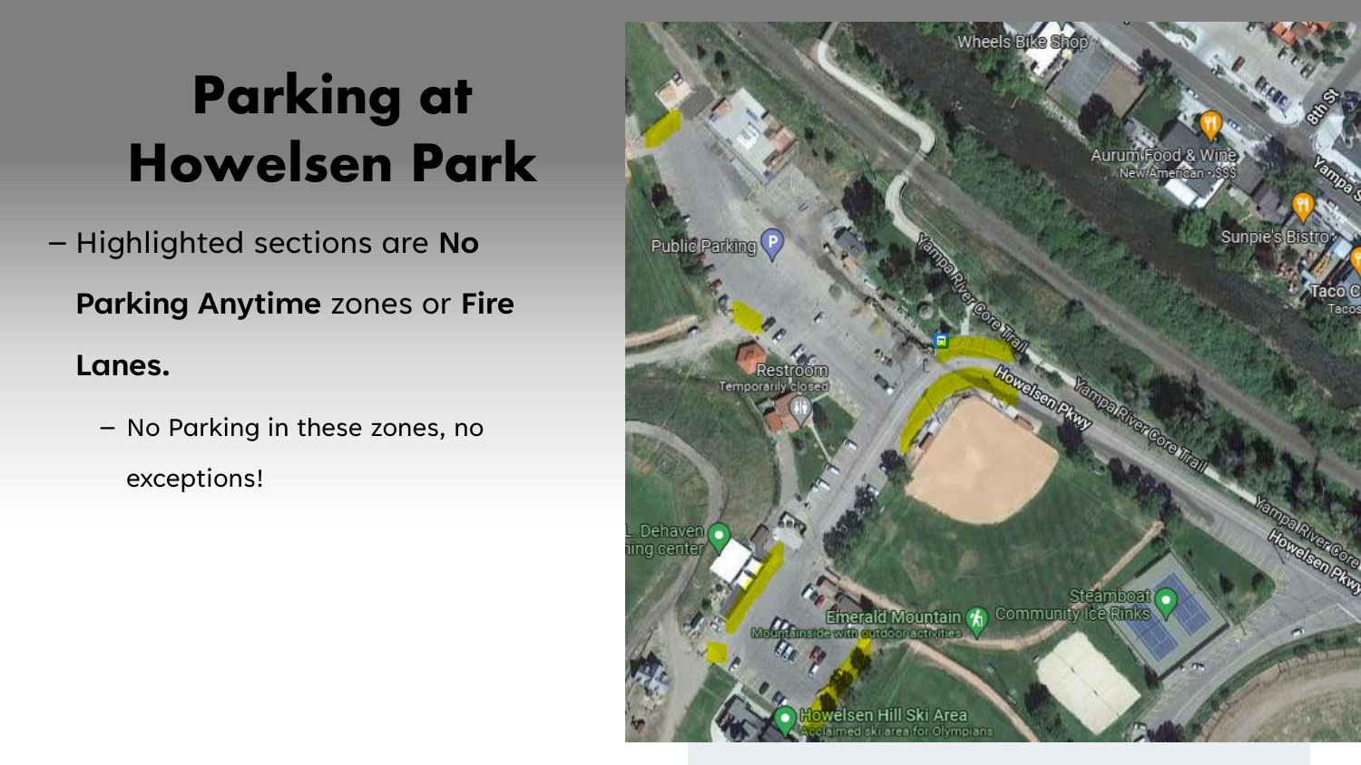# Parking at Howelsen Park

- Highlighted sections are **No Parking Anytime** zones or **Fire Lanes.**
  - No Parking in these zones, no exceptions!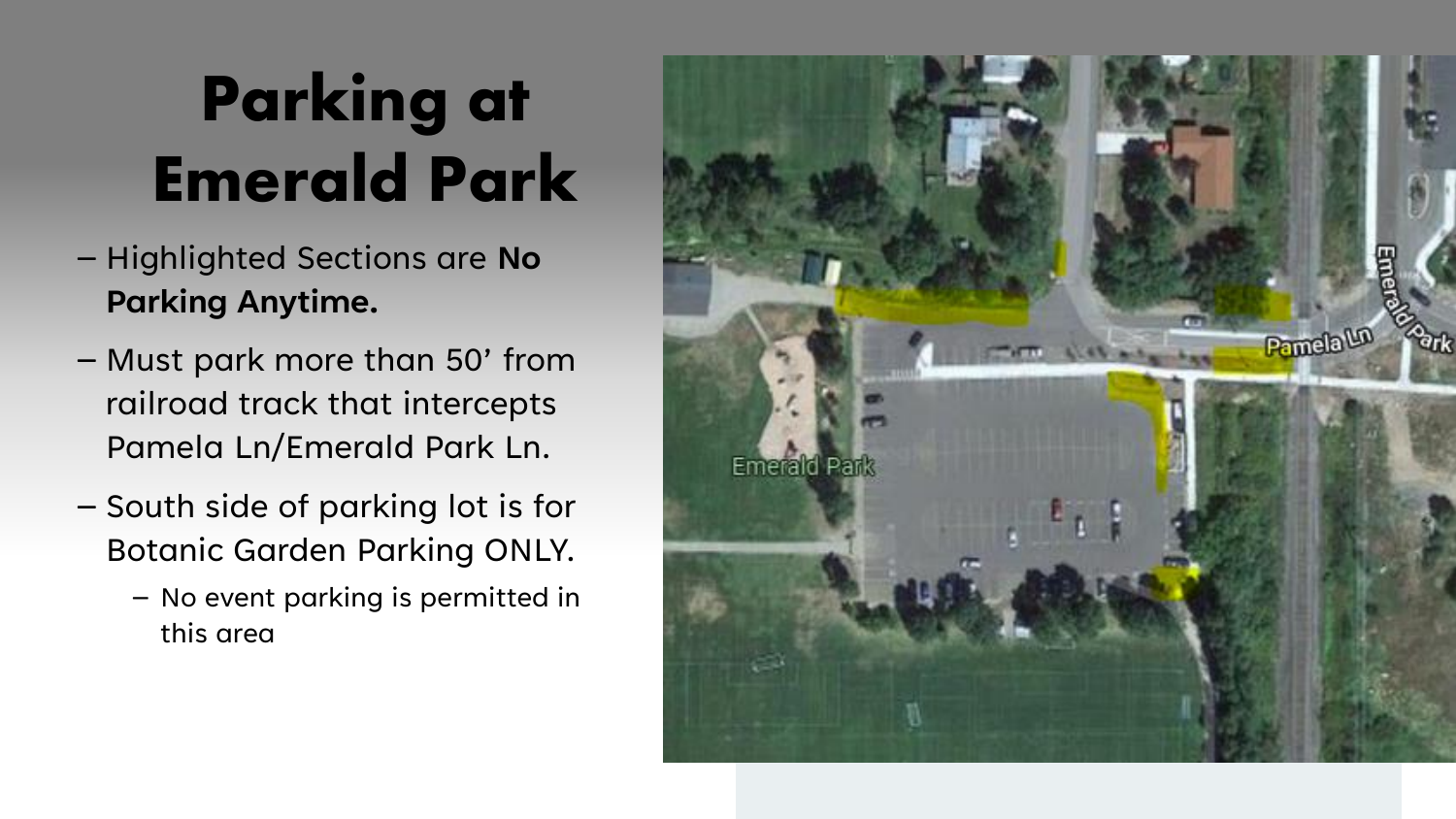# Parking at Emerald Park

- Highlighted Sections are **No Parking Anytime.**
- Must park more than 50’ from railroad track that intercepts Pamela Ln/Emerald Park Ln.
- South side of parking lot is for Botanic Garden Parking ONLY.
  - No event parking is permitted in this area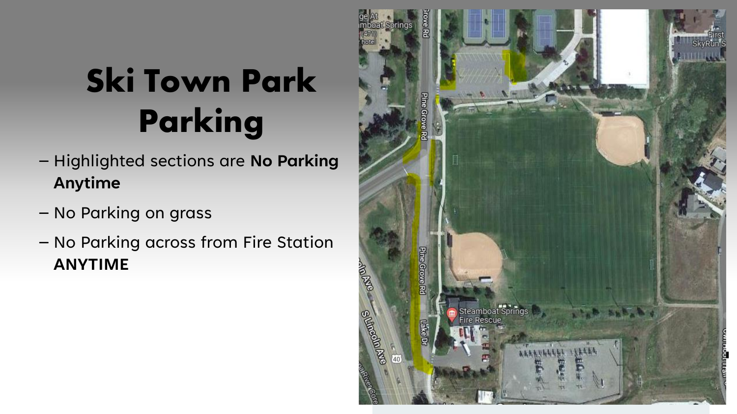# Ski Town Park Parking

- Highlighted sections are **No Parking Anytime**
- No Parking on grass
- No Parking across from Fire Station **ANYTIME**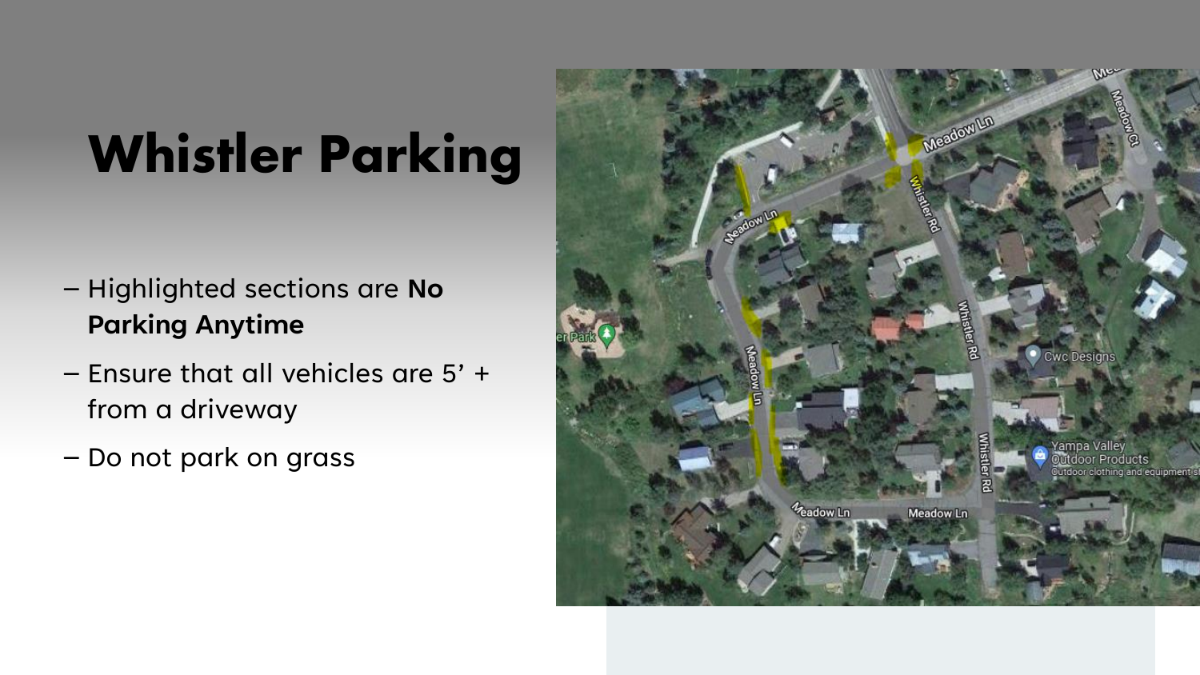# Whistler Parking

- Highlighted sections are **No Parking Anytime**
- Ensure that all vehicles are 5' + from a driveway
- Do not park on grass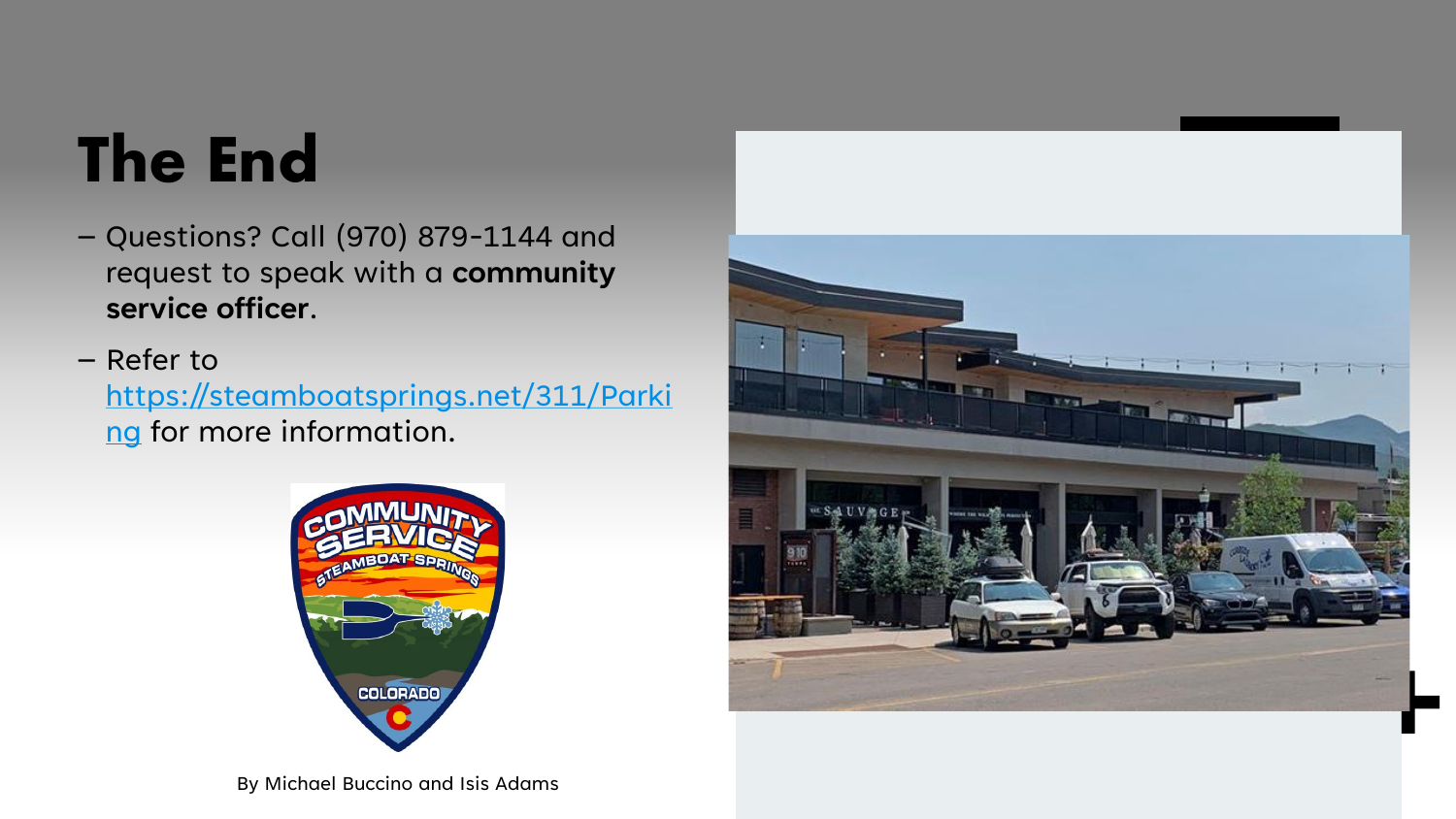# The End

- Questions? Call (970) 879-1144 and request to speak with a **community service officer**.
- Refer to https://steamboatsprings.net/311/Parking for more information.

By Michael Buccino and Isis Adams